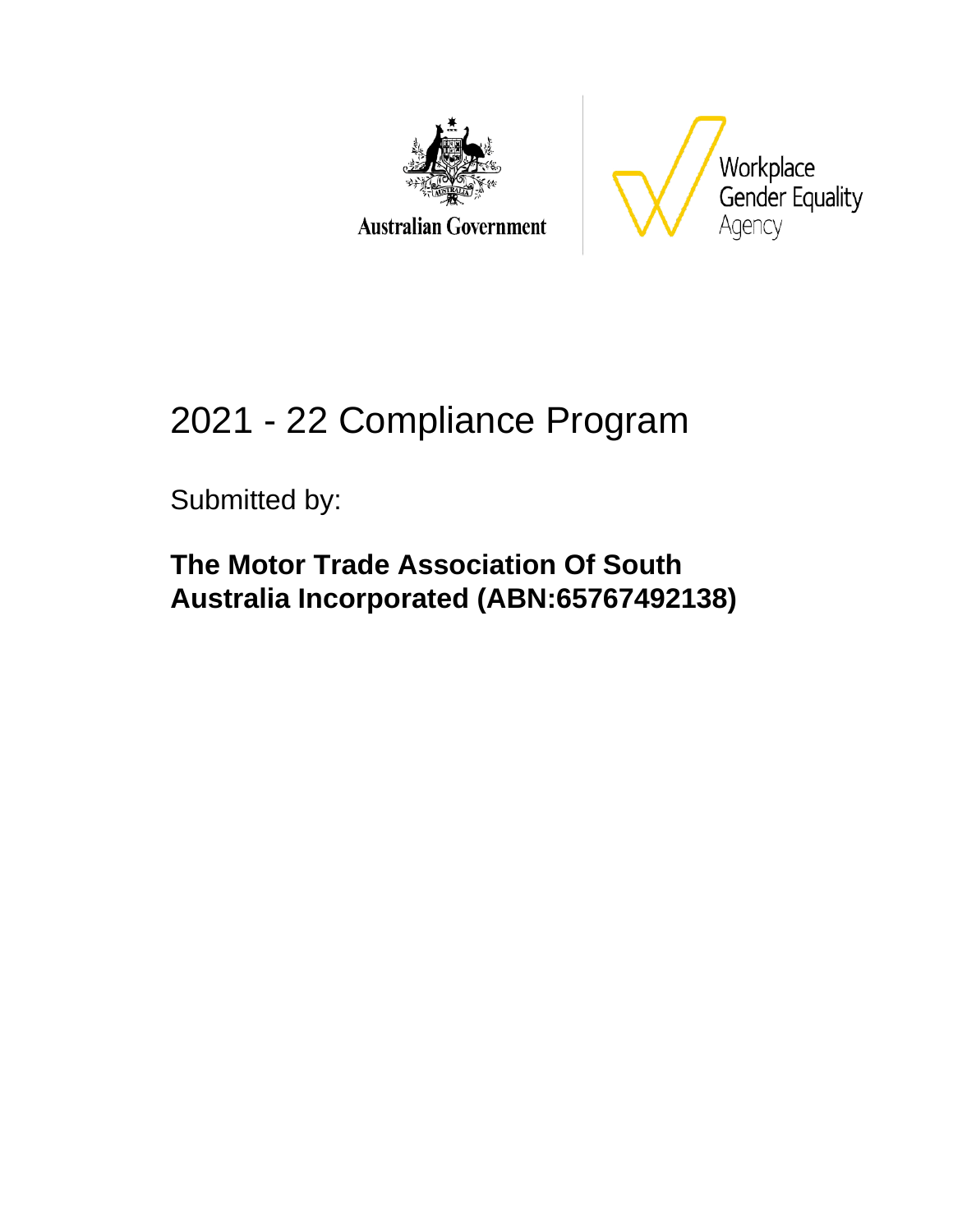Australian Government

Workplace Gender Equality Agency

# 2021 - 22 Compliance Program

Submitted by:

**The Motor Trade Association Of South Australia Incorporated (ABN:65767492138)**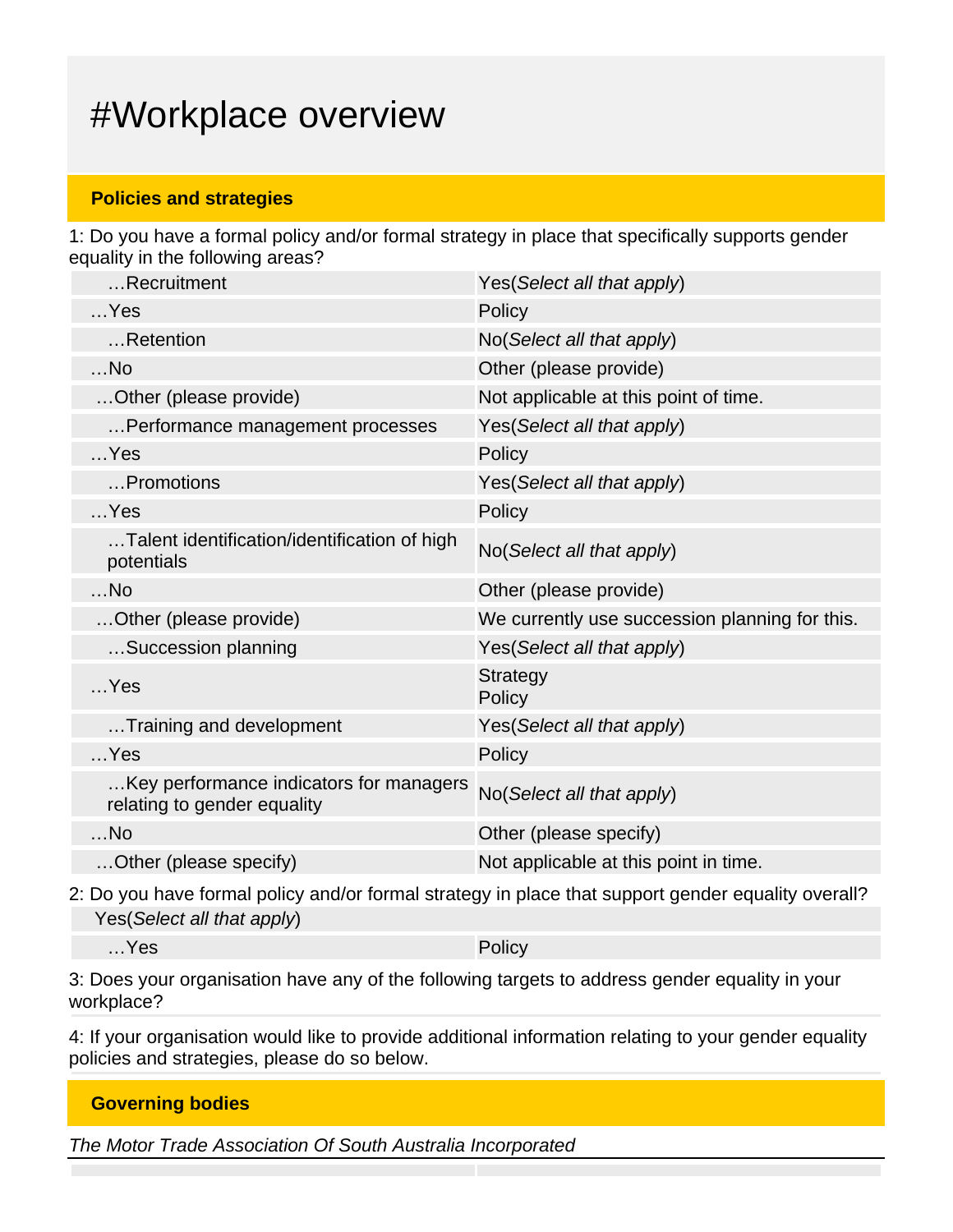# #Workplace overview

## Policies and strategies

1: Do you have a formal policy and/or formal strategy in place that specifically supports gender equality in the following areas?

| | |
|---|---|
| …Recruitment | Yes(*Select all that apply*) |
| …Yes | Policy |
| …Retention | No(*Select all that apply*) |
| …No | Other (please provide) |
| …Other (please provide) | Not applicable at this point of time. |
| …Performance management processes | Yes(*Select all that apply*) |
| …Yes | Policy |
| …Promotions | Yes(*Select all that apply*) |
| …Yes | Policy |
| …Talent identification/identification of high potentials | No(*Select all that apply*) |
| …No | Other (please provide) |
| …Other (please provide) | We currently use succession planning for this. |
| …Succession planning | Yes(*Select all that apply*) |
| …Yes | Strategy<br>Policy |
| …Training and development | Yes(*Select all that apply*) |
| …Yes | Policy |
| …Key performance indicators for managers relating to gender equality | No(*Select all that apply*) |
| …No | Other (please specify) |
| …Other (please specify) | Not applicable at this point in time. |

2: Do you have formal policy and/or formal strategy in place that support gender equality overall?

| Yes(*Select all that apply*) | |
|---|---|
| …Yes | Policy |

3: Does your organisation have any of the following targets to address gender equality in your workplace?

4: If your organisation would like to provide additional information relating to your gender equality policies and strategies, please do so below.

## Governing bodies

*The Motor Trade Association Of South Australia Incorporated*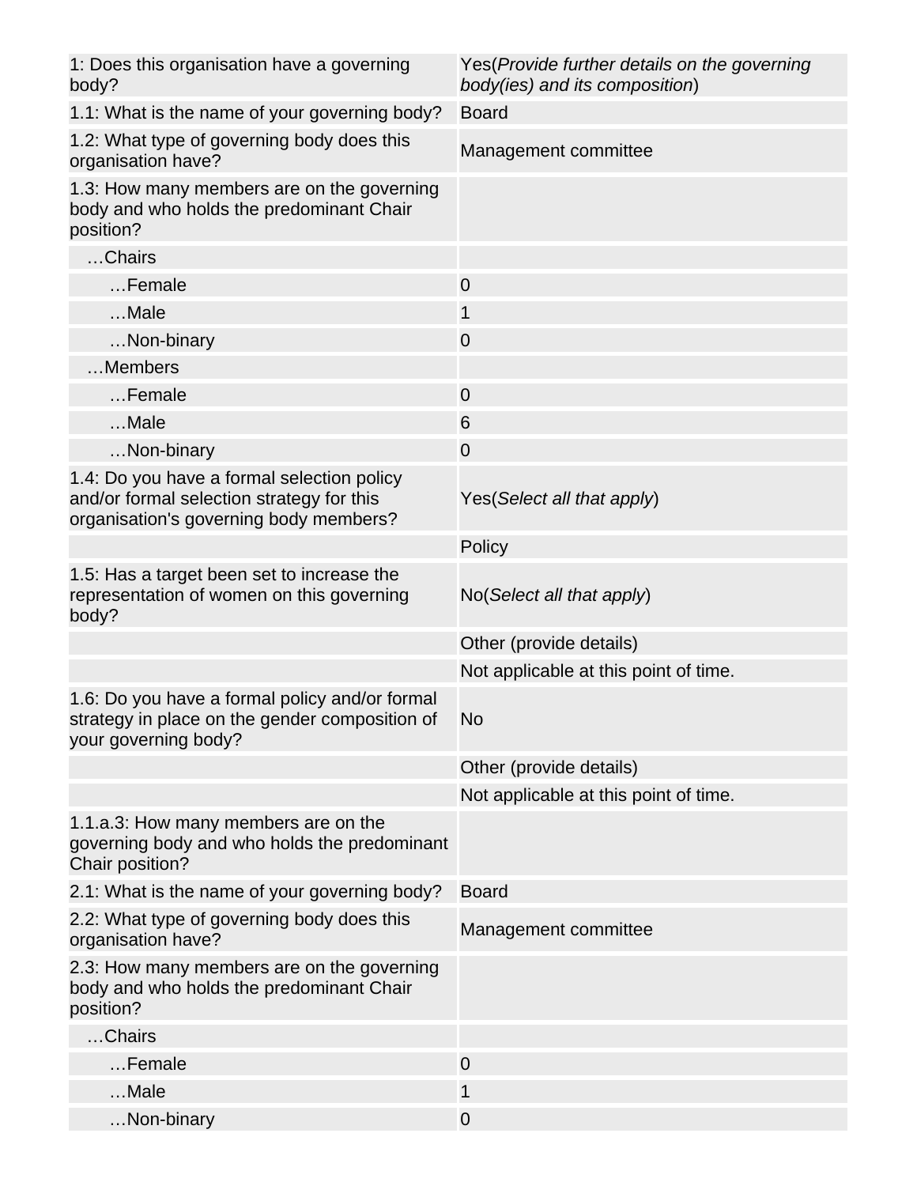| | |
|---|---|
| 1: Does this organisation have a governing body? | Yes(*Provide further details on the governing body(ies) and its composition*) |
| 1.1: What is the name of your governing body? | Board |
| 1.2: What type of governing body does this organisation have? | Management committee |
| 1.3: How many members are on the governing body and who holds the predominant Chair position? | |
| …Chairs | |
| …Female | 0 |
| …Male | 1 |
| …Non-binary | 0 |
| …Members | |
| …Female | 0 |
| …Male | 6 |
| …Non-binary | 0 |
| 1.4: Do you have a formal selection policy and/or formal selection strategy for this organisation's governing body members? | Yes(*Select all that apply*) |
| | Policy |
| 1.5: Has a target been set to increase the representation of women on this governing body? | No(*Select all that apply*) |
| | Other (provide details) |
| | Not applicable at this point of time. |
| 1.6: Do you have a formal policy and/or formal strategy in place on the gender composition of your governing body? | No |
| | Other (provide details) |
| | Not applicable at this point of time. |
| 1.1.a.3: How many members are on the governing body and who holds the predominant Chair position? | |
| 2.1: What is the name of your governing body? | Board |
| 2.2: What type of governing body does this organisation have? | Management committee |
| 2.3: How many members are on the governing body and who holds the predominant Chair position? | |
| …Chairs | |
| …Female | 0 |
| …Male | 1 |
| …Non-binary | 0 |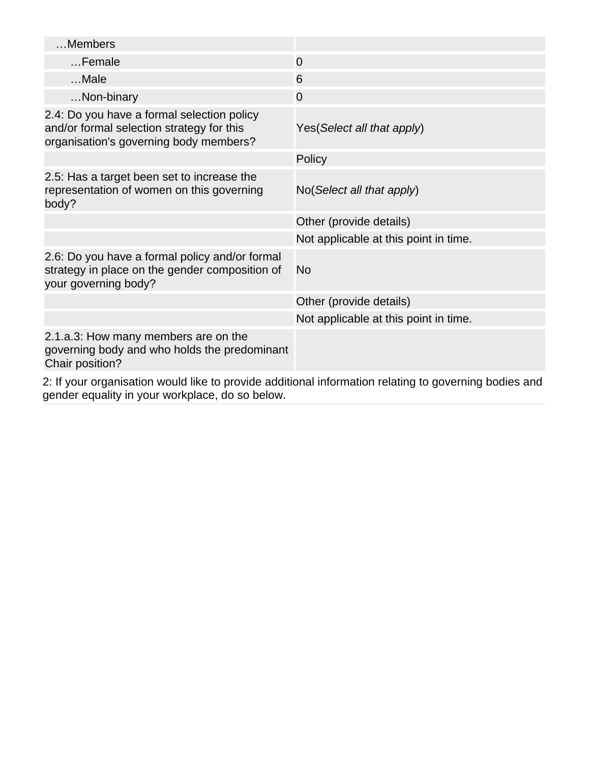| …Members | |
|---|---|
| …Female | 0 |
| …Male | 6 |
| …Non-binary | 0 |
| 2.4: Do you have a formal selection policy and/or formal selection strategy for this organisation's governing body members? | Yes(*Select all that apply*) |
| | Policy |
| 2.5: Has a target been set to increase the representation of women on this governing body? | No(*Select all that apply*) |
| | Other (provide details) |
| | Not applicable at this point in time. |
| 2.6: Do you have a formal policy and/or formal strategy in place on the gender composition of your governing body? | No |
| | Other (provide details) |
| | Not applicable at this point in time. |
| 2.1.a.3: How many members are on the governing body and who holds the predominant Chair position? | |

2: If your organisation would like to provide additional information relating to governing bodies and gender equality in your workplace, do so below.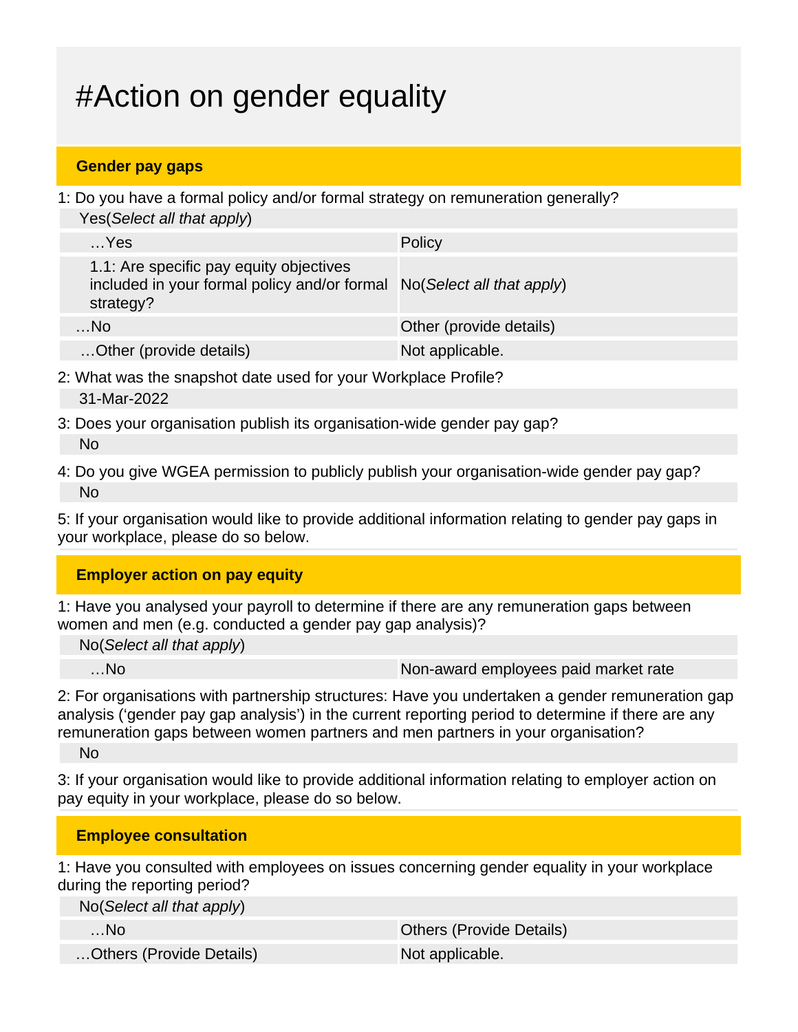# #Action on gender equality

## Gender pay gaps

1: Do you have a formal policy and/or formal strategy on remuneration generally?

Yes(*Select all that apply*)

| | |
|---|---|
| …Yes | Policy |
| 1.1: Are specific pay equity objectives included in your formal policy and/or formal strategy? | No(*Select all that apply*) |
| …No | Other (provide details) |
| …Other (provide details) | Not applicable. |

2: What was the snapshot date used for your Workplace Profile?

31-Mar-2022

3: Does your organisation publish its organisation-wide gender pay gap?

No

4: Do you give WGEA permission to publicly publish your organisation-wide gender pay gap?

No

5: If your organisation would like to provide additional information relating to gender pay gaps in your workplace, please do so below.

## Employer action on pay equity

1: Have you analysed your payroll to determine if there are any remuneration gaps between women and men (e.g. conducted a gender pay gap analysis)?

No(*Select all that apply*)

| | |
|---|---|
| …No | Non-award employees paid market rate |

2: For organisations with partnership structures: Have you undertaken a gender remuneration gap analysis ('gender pay gap analysis') in the current reporting period to determine if there are any remuneration gaps between women partners and men partners in your organisation?

No

3: If your organisation would like to provide additional information relating to employer action on pay equity in your workplace, please do so below.

## Employee consultation

1: Have you consulted with employees on issues concerning gender equality in your workplace during the reporting period?

No(*Select all that apply*)

| | |
|---|---|
| …No | Others (Provide Details) |
| …Others (Provide Details) | Not applicable. |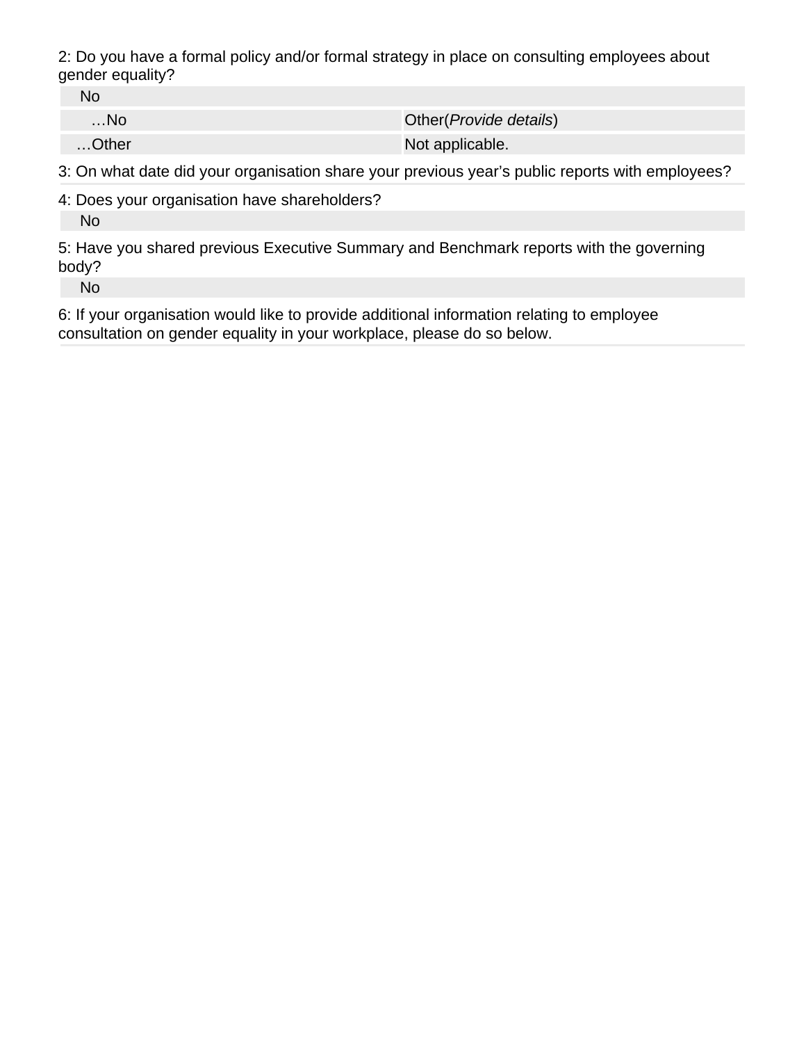2: Do you have a formal policy and/or formal strategy in place on consulting employees about gender equality?

No

| …No | Other(*Provide details*) |
| --- | --- |
| …Other | Not applicable. |

3: On what date did your organisation share your previous year's public reports with employees?

4: Does your organisation have shareholders?

No

5: Have you shared previous Executive Summary and Benchmark reports with the governing body?

No

6: If your organisation would like to provide additional information relating to employee consultation on gender equality in your workplace, please do so below.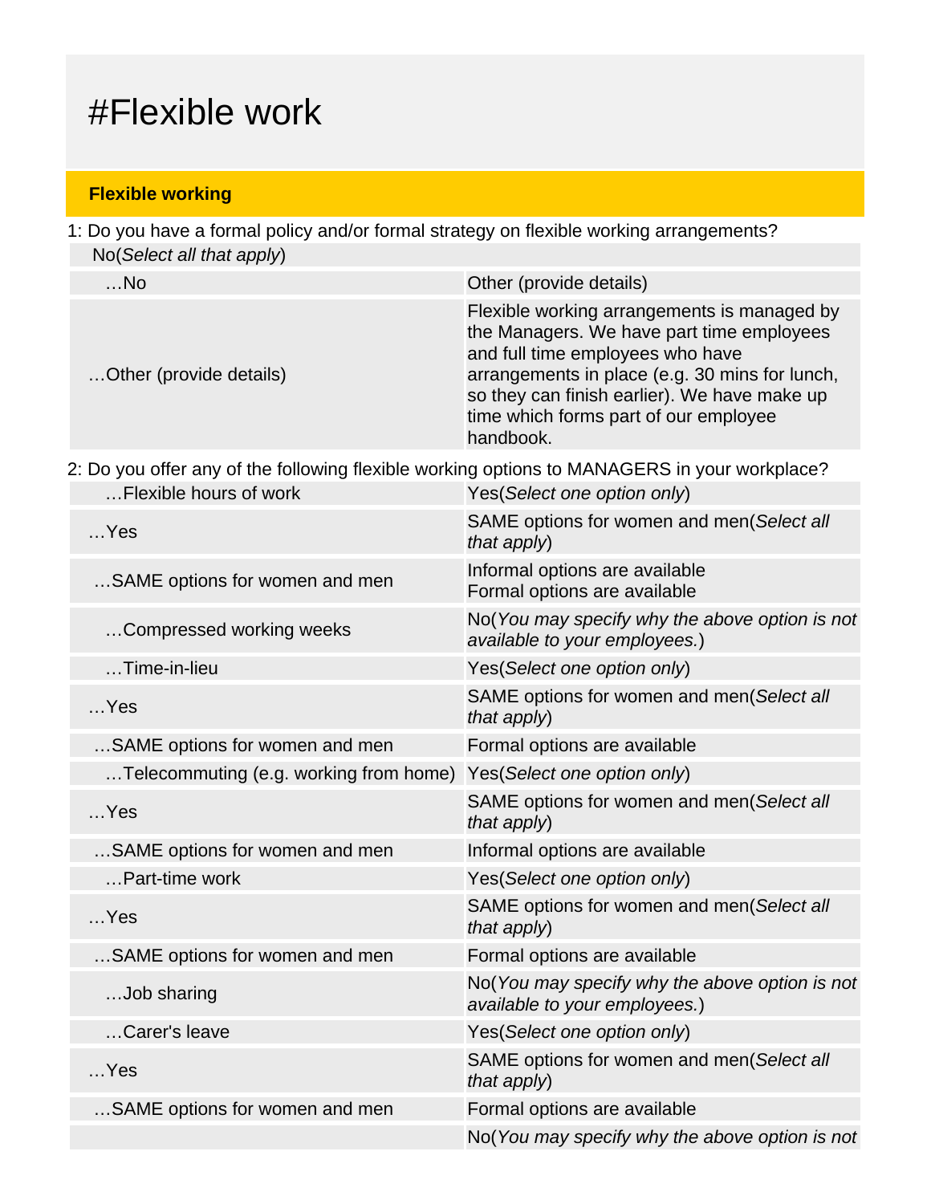# #Flexible work

## Flexible working

1: Do you have a formal policy and/or formal strategy on flexible working arrangements?

No(*Select all that apply*)

| | |
|---|---|
| …No | Other (provide details) |
| …Other (provide details) | Flexible working arrangements is managed by the Managers. We have part time employees and full time employees who have arrangements in place (e.g. 30 mins for lunch, so they can finish earlier). We have make up time which forms part of our employee handbook. |

2: Do you offer any of the following flexible working options to MANAGERS in your workplace?

| | |
|---|---|
| …Flexible hours of work | Yes(*Select one option only*) |
| …Yes | SAME options for women and men(*Select all that apply*) |
| …SAME options for women and men | Informal options are available<br>Formal options are available |
| …Compressed working weeks | No(*You may specify why the above option is not available to your employees.*) |
| …Time-in-lieu | Yes(*Select one option only*) |
| …Yes | SAME options for women and men(*Select all that apply*) |
| …SAME options for women and men | Formal options are available |
| …Telecommuting (e.g. working from home) | Yes(*Select one option only*) |
| …Yes | SAME options for women and men(*Select all that apply*) |
| …SAME options for women and men | Informal options are available |
| …Part-time work | Yes(*Select one option only*) |
| …Yes | SAME options for women and men(*Select all that apply*) |
| …SAME options for women and men | Formal options are available |
| …Job sharing | No(*You may specify why the above option is not available to your employees.*) |
| …Carer's leave | Yes(*Select one option only*) |
| …Yes | SAME options for women and men(*Select all that apply*) |
| …SAME options for women and men | Formal options are available |
| | No(*You may specify why the above option is not* |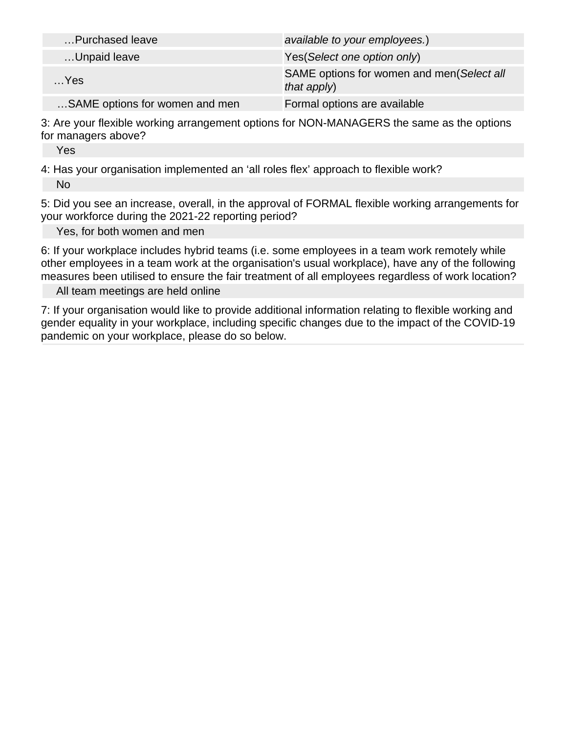| | |
|---|---|
| …Purchased leave | *available to your employees.*) |
| …Unpaid leave | Yes(*Select one option only*) |
| …Yes | SAME options for women and men(*Select all that apply*) |
| …SAME options for women and men | Formal options are available |

3: Are your flexible working arrangement options for NON-MANAGERS the same as the options for managers above?

Yes

4: Has your organisation implemented an ‘all roles flex’ approach to flexible work?

No

5: Did you see an increase, overall, in the approval of FORMAL flexible working arrangements for your workforce during the 2021-22 reporting period?

Yes, for both women and men

6: If your workplace includes hybrid teams (i.e. some employees in a team work remotely while other employees in a team work at the organisation's usual workplace), have any of the following measures been utilised to ensure the fair treatment of all employees regardless of work location?

All team meetings are held online

7: If your organisation would like to provide additional information relating to flexible working and gender equality in your workplace, including specific changes due to the impact of the COVID-19 pandemic on your workplace, please do so below.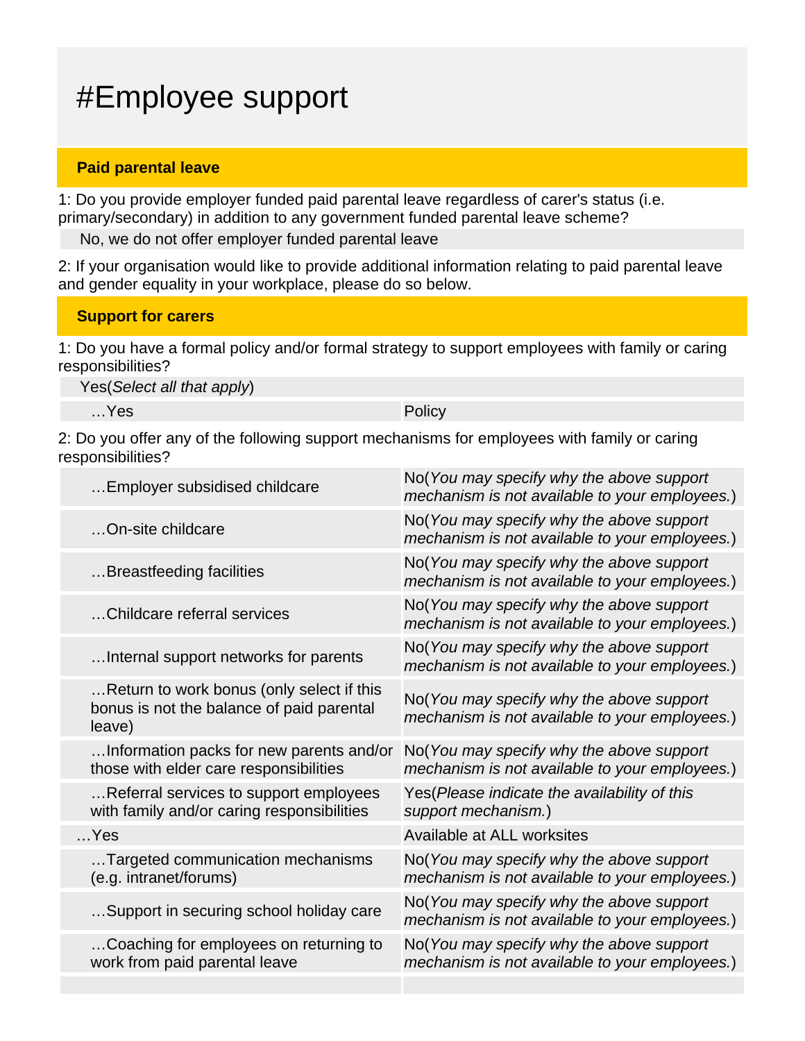# #Employee support

## Paid parental leave

1: Do you provide employer funded paid parental leave regardless of carer's status (i.e. primary/secondary) in addition to any government funded parental leave scheme?

No, we do not offer employer funded parental leave

2: If your organisation would like to provide additional information relating to paid parental leave and gender equality in your workplace, please do so below.

## Support for carers

1: Do you have a formal policy and/or formal strategy to support employees with family or caring responsibilities?

Yes(*Select all that apply*)

| | |
|---|---|
| …Yes | Policy |

2: Do you offer any of the following support mechanisms for employees with family or caring responsibilities?

| | |
|---|---|
| …Employer subsidised childcare | No(*You may specify why the above support mechanism is not available to your employees.*) |
| …On-site childcare | No(*You may specify why the above support mechanism is not available to your employees.*) |
| …Breastfeeding facilities | No(*You may specify why the above support mechanism is not available to your employees.*) |
| …Childcare referral services | No(*You may specify why the above support mechanism is not available to your employees.*) |
| …Internal support networks for parents | No(*You may specify why the above support mechanism is not available to your employees.*) |
| …Return to work bonus (only select if this bonus is not the balance of paid parental leave) | No(*You may specify why the above support mechanism is not available to your employees.*) |
| …Information packs for new parents and/or those with elder care responsibilities | No(*You may specify why the above support mechanism is not available to your employees.*) |
| …Referral services to support employees with family and/or caring responsibilities | Yes(*Please indicate the availability of this support mechanism.*) |
| …Yes | Available at ALL worksites |
| …Targeted communication mechanisms (e.g. intranet/forums) | No(*You may specify why the above support mechanism is not available to your employees.*) |
| …Support in securing school holiday care | No(*You may specify why the above support mechanism is not available to your employees.*) |
| …Coaching for employees on returning to work from paid parental leave | No(*You may specify why the above support mechanism is not available to your employees.*) |
| | |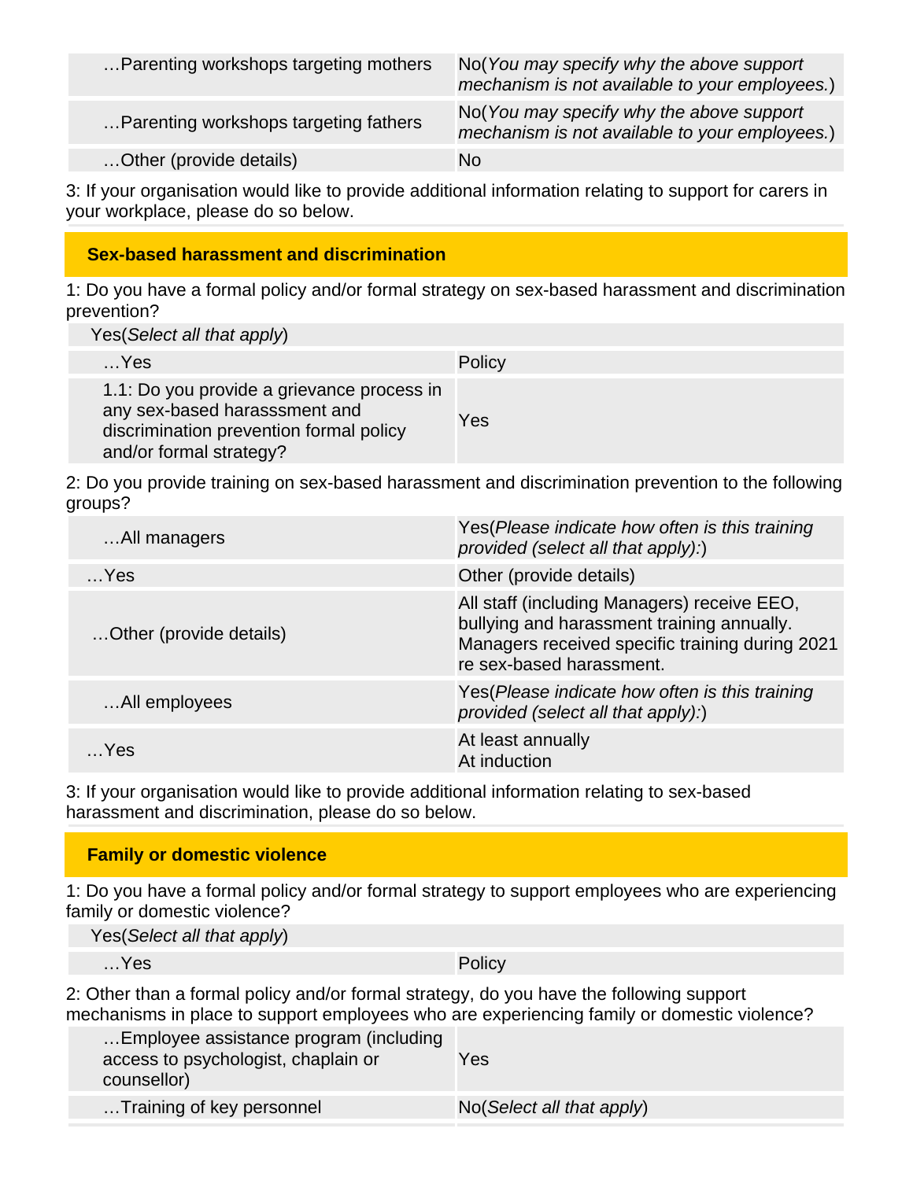| | |
|---|---|
| …Parenting workshops targeting mothers | No(*You may specify why the above support mechanism is not available to your employees.*) |
| …Parenting workshops targeting fathers | No(*You may specify why the above support mechanism is not available to your employees.*) |
| …Other (provide details) | No |

3: If your organisation would like to provide additional information relating to support for carers in your workplace, please do so below.

## Sex-based harassment and discrimination

1: Do you have a formal policy and/or formal strategy on sex-based harassment and discrimination prevention?

| Yes(*Select all that apply*) | |
|---|---|
| …Yes | Policy |
| 1.1: Do you provide a grievance process in any sex-based harasssment and discrimination prevention formal policy and/or formal strategy? | Yes |

2: Do you provide training on sex-based harassment and discrimination prevention to the following groups?

| | |
|---|---|
| …All managers | Yes(*Please indicate how often is this training provided (select all that apply):*) |
| …Yes | Other (provide details) |
| …Other (provide details) | All staff (including Managers) receive EEO, bullying and harassment training annually. Managers received specific training during 2021 re sex-based harassment. |
| …All employees | Yes(*Please indicate how often is this training provided (select all that apply):*) |
| …Yes | At least annually<br>At induction |

3: If your organisation would like to provide additional information relating to sex-based harassment and discrimination, please do so below.

## Family or domestic violence

1: Do you have a formal policy and/or formal strategy to support employees who are experiencing family or domestic violence?

| Yes(*Select all that apply*) | |
|---|---|
| …Yes | Policy |

2: Other than a formal policy and/or formal strategy, do you have the following support mechanisms in place to support employees who are experiencing family or domestic violence?

| | |
|---|---|
| …Employee assistance program (including access to psychologist, chaplain or counsellor) | Yes |
| …Training of key personnel | No(*Select all that apply*) |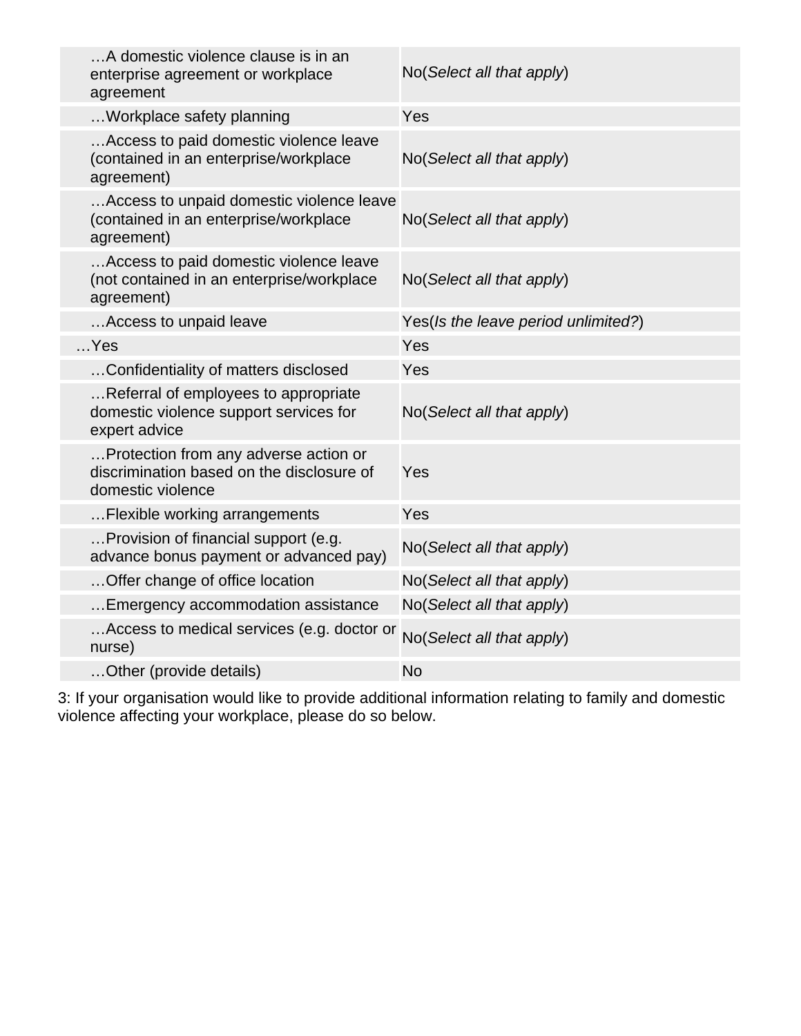| | |
|---|---|
| …A domestic violence clause is in an enterprise agreement or workplace agreement | No(*Select all that apply*) |
| …Workplace safety planning | Yes |
| …Access to paid domestic violence leave (contained in an enterprise/workplace agreement) | No(*Select all that apply*) |
| …Access to unpaid domestic violence leave (contained in an enterprise/workplace agreement) | No(*Select all that apply*) |
| …Access to paid domestic violence leave (not contained in an enterprise/workplace agreement) | No(*Select all that apply*) |
| …Access to unpaid leave | Yes(*Is the leave period unlimited?*) |
| …Yes | Yes |
| …Confidentiality of matters disclosed | Yes |
| …Referral of employees to appropriate domestic violence support services for expert advice | No(*Select all that apply*) |
| …Protection from any adverse action or discrimination based on the disclosure of domestic violence | Yes |
| …Flexible working arrangements | Yes |
| …Provision of financial support (e.g. advance bonus payment or advanced pay) | No(*Select all that apply*) |
| …Offer change of office location | No(*Select all that apply*) |
| …Emergency accommodation assistance | No(*Select all that apply*) |
| …Access to medical services (e.g. doctor or nurse) | No(*Select all that apply*) |
| …Other (provide details) | No |

3: If your organisation would like to provide additional information relating to family and domestic violence affecting your workplace, please do so below.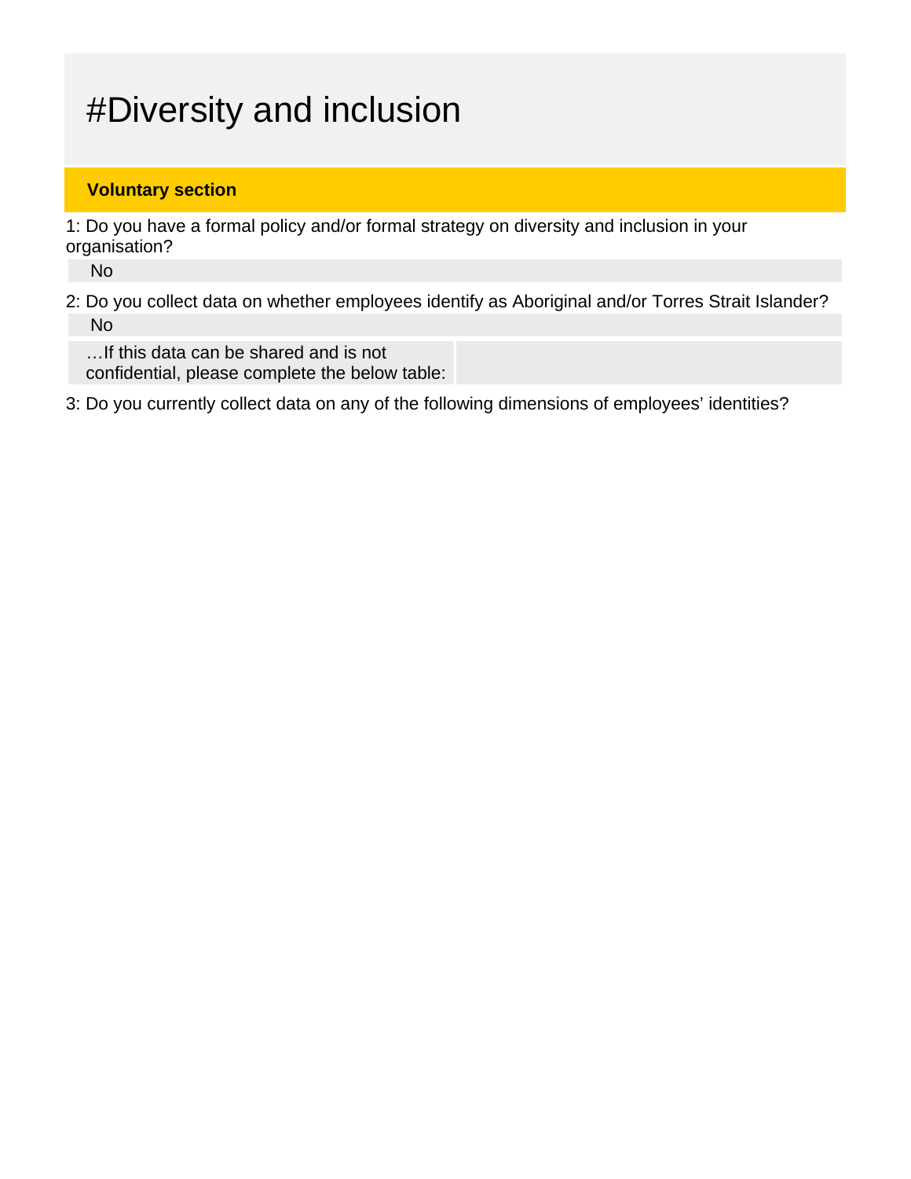# #Diversity and inclusion

**Voluntary section**

1: Do you have a formal policy and/or formal strategy on diversity and inclusion in your organisation?

No

2: Do you collect data on whether employees identify as Aboriginal and/or Torres Strait Islander?

No

| | |
|---|---|
| …If this data can be shared and is not confidential, please complete the below table: | |

3: Do you currently collect data on any of the following dimensions of employees' identities?